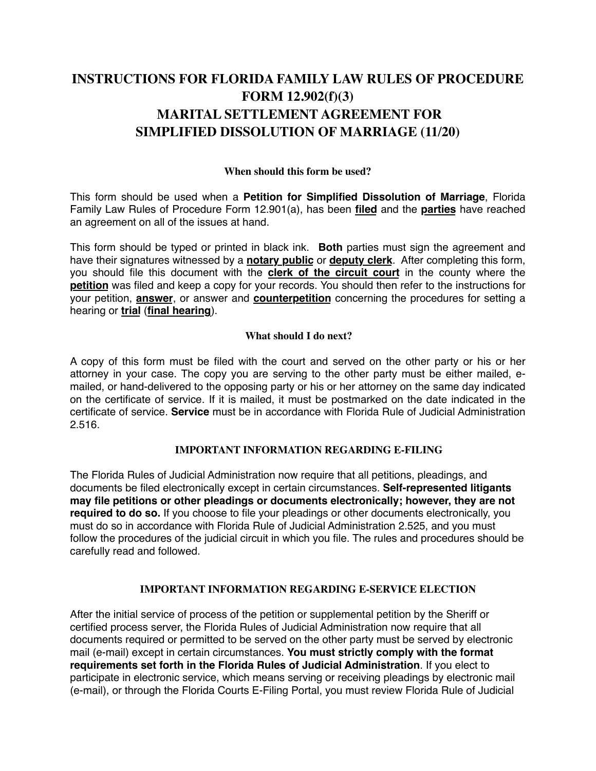# INSTRUCTIONS FOR FLORIDA FAMILY LAW RULES OF PROCEDURE FORM 12.902(f)(3) MARITAL SETTLEMENT AGREEMENT FOR SIMPLIFIED DISSOLUTION OF MARRIAGE (11/20)

### When should this form be used?

This form should be used when a **Petition for Simplified Dissolution of Marriage**, Florida Family Law Rules of Procedure Form 12.901(a), has been **filed** and the **parties** have reached an agreement on all of the issues at hand.

This form should be typed or printed in black ink. **Both** parties must sign the agreement and have their signatures witnessed by a **notary public** or **deputy clerk**. After completing this form, you should file this document with the **clerk of the circuit court** in the county where the **petition** was filed and keep a copy for your records. You should then refer to the instructions for your petition, **answer**, or answer and **counterpetition** concerning the procedures for setting a hearing or **trial** (**final hearing**).

### What should I do next?

A copy of this form must be filed with the court and served on the other party or his or her attorney in your case. The copy you are serving to the other party must be either mailed, e-mailed, or hand-delivered to the opposing party or his or her attorney on the same day indicated on the certificate of service. If it is mailed, it must be postmarked on the date indicated in the certificate of service. **Service** must be in accordance with Florida Rule of Judicial Administration 2.516.

### IMPORTANT INFORMATION REGARDING E-FILING

The Florida Rules of Judicial Administration now require that all petitions, pleadings, and documents be filed electronically except in certain circumstances. **Self-represented litigants may file petitions or other pleadings or documents electronically; however, they are not required to do so.** If you choose to file your pleadings or other documents electronically, you must do so in accordance with Florida Rule of Judicial Administration 2.525, and you must follow the procedures of the judicial circuit in which you file. The rules and procedures should be carefully read and followed.

### IMPORTANT INFORMATION REGARDING E-SERVICE ELECTION

After the initial service of process of the petition or supplemental petition by the Sheriff or certified process server, the Florida Rules of Judicial Administration now require that all documents required or permitted to be served on the other party must be served by electronic mail (e-mail) except in certain circumstances. **You must strictly comply with the format requirements set forth in the Florida Rules of Judicial Administration**. If you elect to participate in electronic service, which means serving or receiving pleadings by electronic mail (e-mail), or through the Florida Courts E-Filing Portal, you must review Florida Rule of Judicial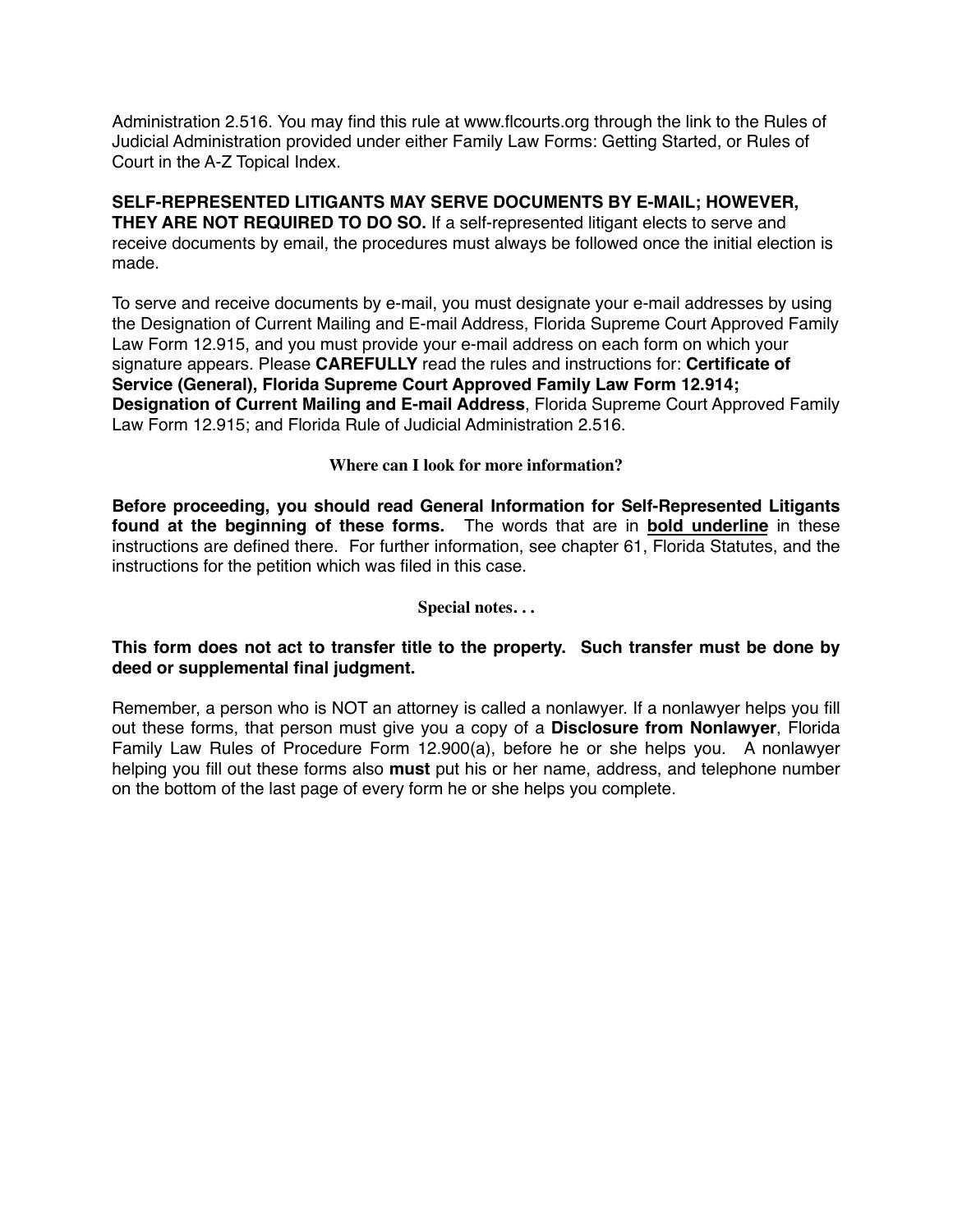Administration 2.516. You may find this rule at www.flcourts.org through the link to the Rules of Judicial Administration provided under either Family Law Forms: Getting Started, or Rules of Court in the A-Z Topical Index.

**SELF-REPRESENTED LITIGANTS MAY SERVE DOCUMENTS BY E-MAIL; HOWEVER, THEY ARE NOT REQUIRED TO DO SO.** If a self-represented litigant elects to serve and receive documents by email, the procedures must always be followed once the initial election is made.

To serve and receive documents by e-mail, you must designate your e-mail addresses by using the Designation of Current Mailing and E-mail Address, Florida Supreme Court Approved Family Law Form 12.915, and you must provide your e-mail address on each form on which your signature appears. Please **CAREFULLY** read the rules and instructions for: **Certificate of Service (General), Florida Supreme Court Approved Family Law Form 12.914; Designation of Current Mailing and E-mail Address**, Florida Supreme Court Approved Family Law Form 12.915; and Florida Rule of Judicial Administration 2.516.

### Where can I look for more information?

**Before proceeding, you should read General Information for Self-Represented Litigants found at the beginning of these forms.** The words that are in **bold underline** in these instructions are defined there. For further information, see chapter 61, Florida Statutes, and the instructions for the petition which was filed in this case.

### Special notes. . .

**This form does not act to transfer title to the property. Such transfer must be done by deed or supplemental final judgment.**

Remember, a person who is NOT an attorney is called a nonlawyer. If a nonlawyer helps you fill out these forms, that person must give you a copy of a **Disclosure from Nonlawyer**, Florida Family Law Rules of Procedure Form 12.900(a), before he or she helps you. A nonlawyer helping you fill out these forms also **must** put his or her name, address, and telephone number on the bottom of the last page of every form he or she helps you complete.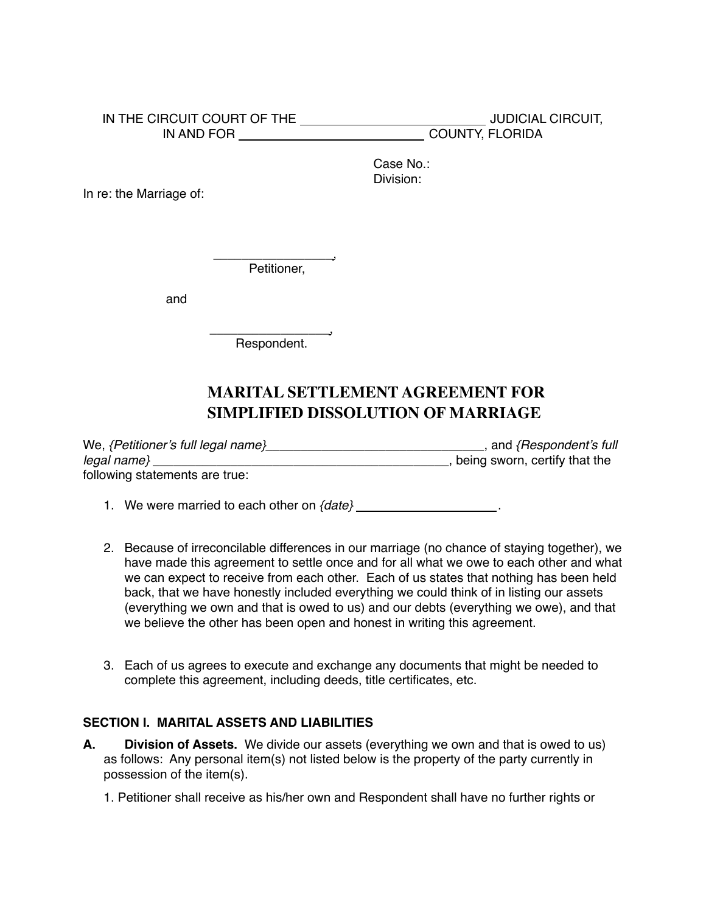IN THE CIRCUIT COURT OF THE ________________________ JUDICIAL CIRCUIT,
IN AND FOR ________________________ COUNTY, FLORIDA

Case No.:
Division:

In re: the Marriage of:

________________,
Petitioner,

and

________________,
Respondent.

# MARITAL SETTLEMENT AGREEMENT FOR SIMPLIFIED DISSOLUTION OF MARRIAGE

We, *{Petitioner's full legal name}*______________________________, and *{Respondent's full legal name}* ________________________________________, being sworn, certify that the following statements are true:

1. We were married to each other on *{date}* ____________________.

2. Because of irreconcilable differences in our marriage (no chance of staying together), we have made this agreement to settle once and for all what we owe to each other and what we can expect to receive from each other. Each of us states that nothing has been held back, that we have honestly included everything we could think of in listing our assets (everything we own and that is owed to us) and our debts (everything we owe), and that we believe the other has been open and honest in writing this agreement.

3. Each of us agrees to execute and exchange any documents that might be needed to complete this agreement, including deeds, title certificates, etc.

**SECTION I. MARITAL ASSETS AND LIABILITIES**

**A. Division of Assets.** We divide our assets (everything we own and that is owed to us) as follows: Any personal item(s) not listed below is the property of the party currently in possession of the item(s).

1. Petitioner shall receive as his/her own and Respondent shall have no further rights or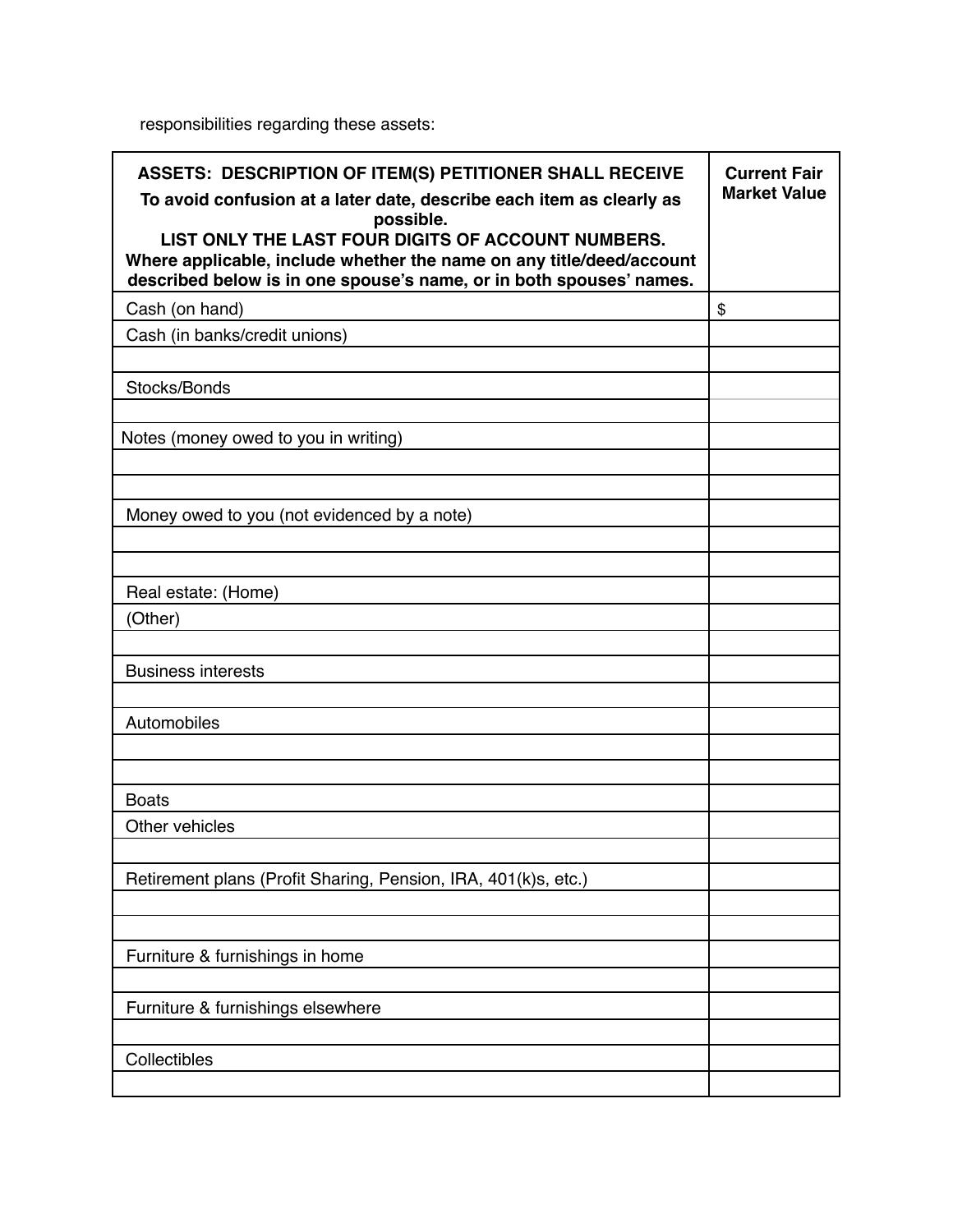responsibilities regarding these assets:

| **ASSETS: DESCRIPTION OF ITEM(S) PETITIONER SHALL RECEIVE**<br>**To avoid confusion at a later date, describe each item as clearly as possible.**<br>**LIST ONLY THE LAST FOUR DIGITS OF ACCOUNT NUMBERS.**<br>**Where applicable, include whether the name on any title/deed/account described below is in one spouse's name, or in both spouses' names.** | **Current Fair Market Value** |
|---|---|
| Cash (on hand) | $ |
| Cash (in banks/credit unions) | |
| | |
| Stocks/Bonds | |
| | |
| Notes (money owed to you in writing) | |
| | |
| | |
| Money owed to you (not evidenced by a note) | |
| | |
| | |
| Real estate: (Home) | |
| (Other) | |
| | |
| Business interests | |
| | |
| Automobiles | |
| | |
| | |
| Boats | |
| Other vehicles | |
| | |
| Retirement plans (Profit Sharing, Pension, IRA, 401(k)s, etc.) | |
| | |
| | |
| Furniture & furnishings in home | |
| | |
| Furniture & furnishings elsewhere | |
| | |
| Collectibles | |
| | |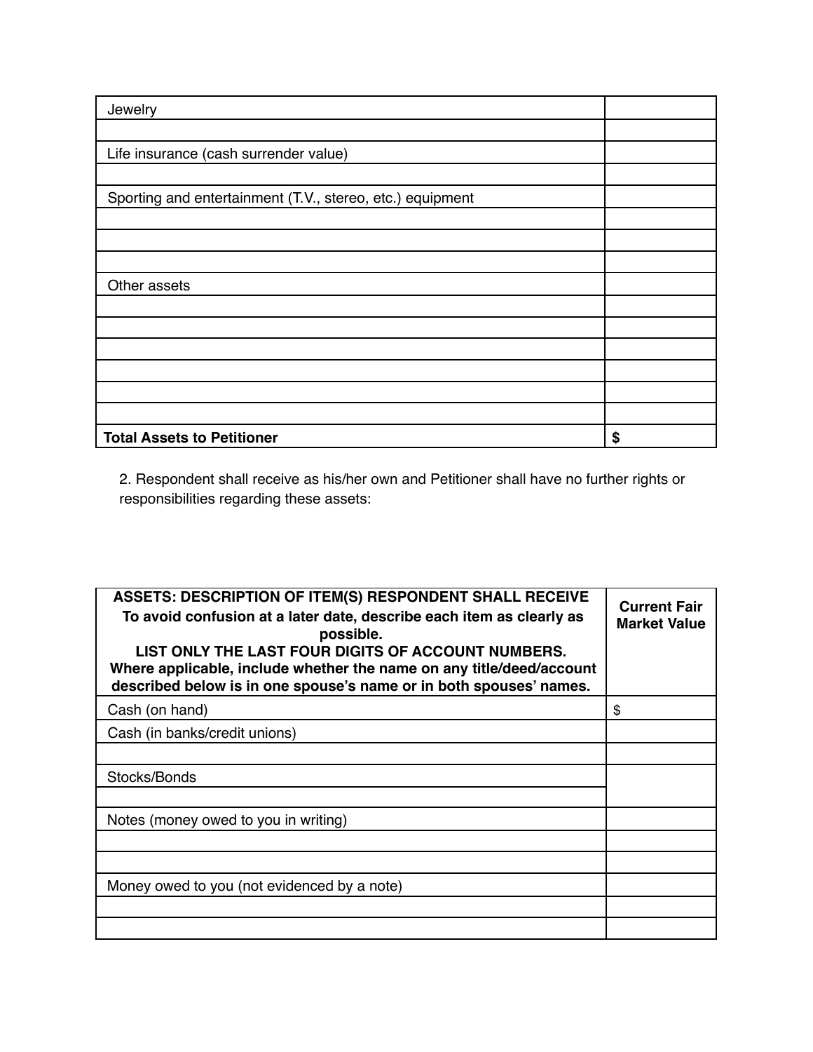| | |
|---|---|
| Jewelry | |
| | |
| Life insurance (cash surrender value) | |
| | |
| Sporting and entertainment (T.V., stereo, etc.) equipment | |
| | |
| | |
| | |
| Other assets | |
| | |
| | |
| | |
| | |
| | |
| | |
| **Total Assets to Petitioner** | **$** |

2. Respondent shall receive as his/her own and Petitioner shall have no further rights or responsibilities regarding these assets:

| **ASSETS: DESCRIPTION OF ITEM(S) RESPONDENT SHALL RECEIVE** **To avoid confusion at a later date, describe each item as clearly as possible.** **LIST ONLY THE LAST FOUR DIGITS OF ACCOUNT NUMBERS.** **Where applicable, include whether the name on any title/deed/account described below is in one spouse's name or in both spouses' names.** | **Current Fair Market Value** |
|---|---|
| Cash (on hand) | $ |
| Cash (in banks/credit unions) | |
| | |
| Stocks/Bonds | |
| | |
| Notes (money owed to you in writing) | |
| | |
| | |
| Money owed to you (not evidenced by a note) | |
| | |
| | |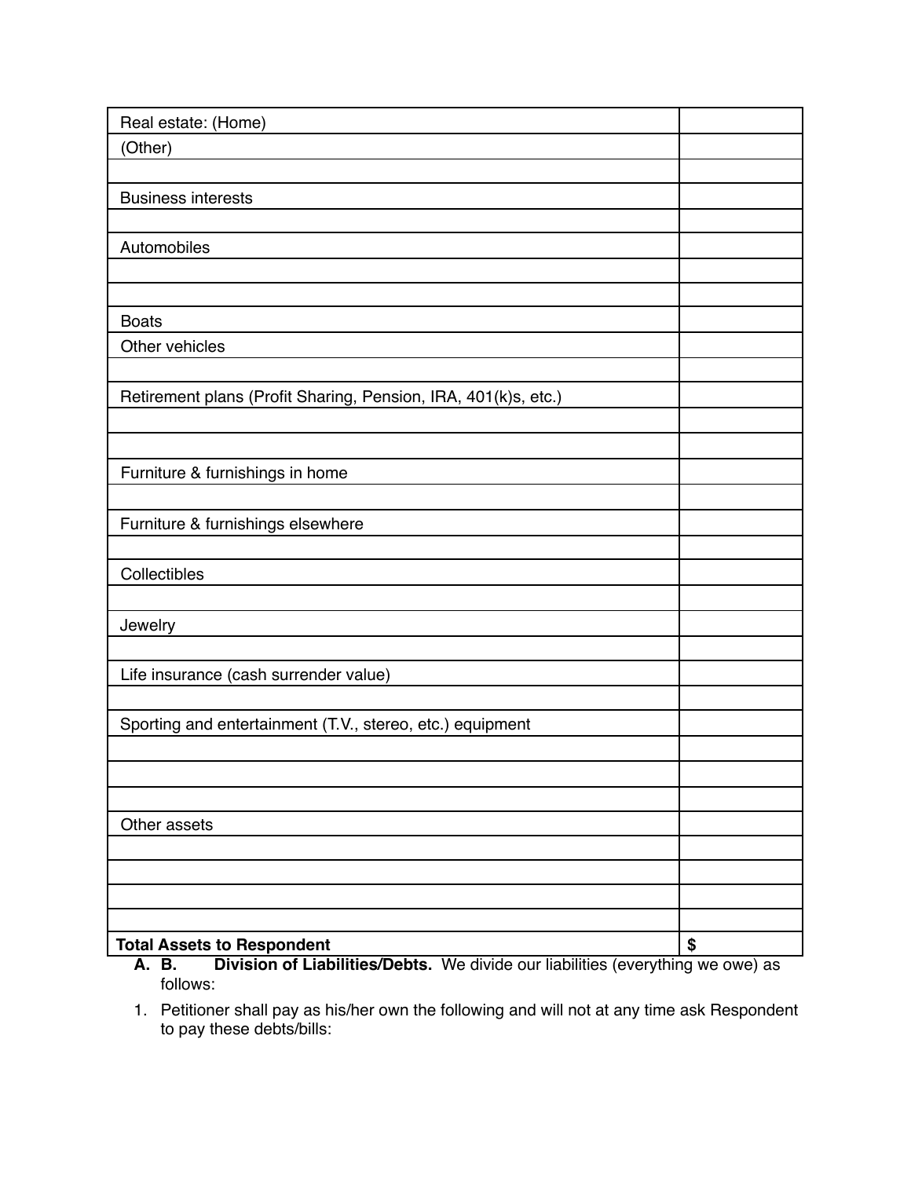| | |
|---|---|
| Real estate: (Home) | |
| (Other) | |
| | |
| Business interests | |
| | |
| Automobiles | |
| | |
| | |
| Boats | |
| Other vehicles | |
| | |
| Retirement plans (Profit Sharing, Pension, IRA, 401(k)s, etc.) | |
| | |
| | |
| Furniture & furnishings in home | |
| | |
| Furniture & furnishings elsewhere | |
| | |
| Collectibles | |
| | |
| Jewelry | |
| | |
| Life insurance (cash surrender value) | |
| | |
| Sporting and entertainment (T.V., stereo, etc.) equipment | |
| | |
| | |
| | |
| Other assets | |
| | |
| | |
| | |
| | |
| **Total Assets to Respondent** | **$** |

A. B. **Division of Liabilities/Debts.** We divide our liabilities (everything we owe) as follows:

1. Petitioner shall pay as his/her own the following and will not at any time ask Respondent to pay these debts/bills: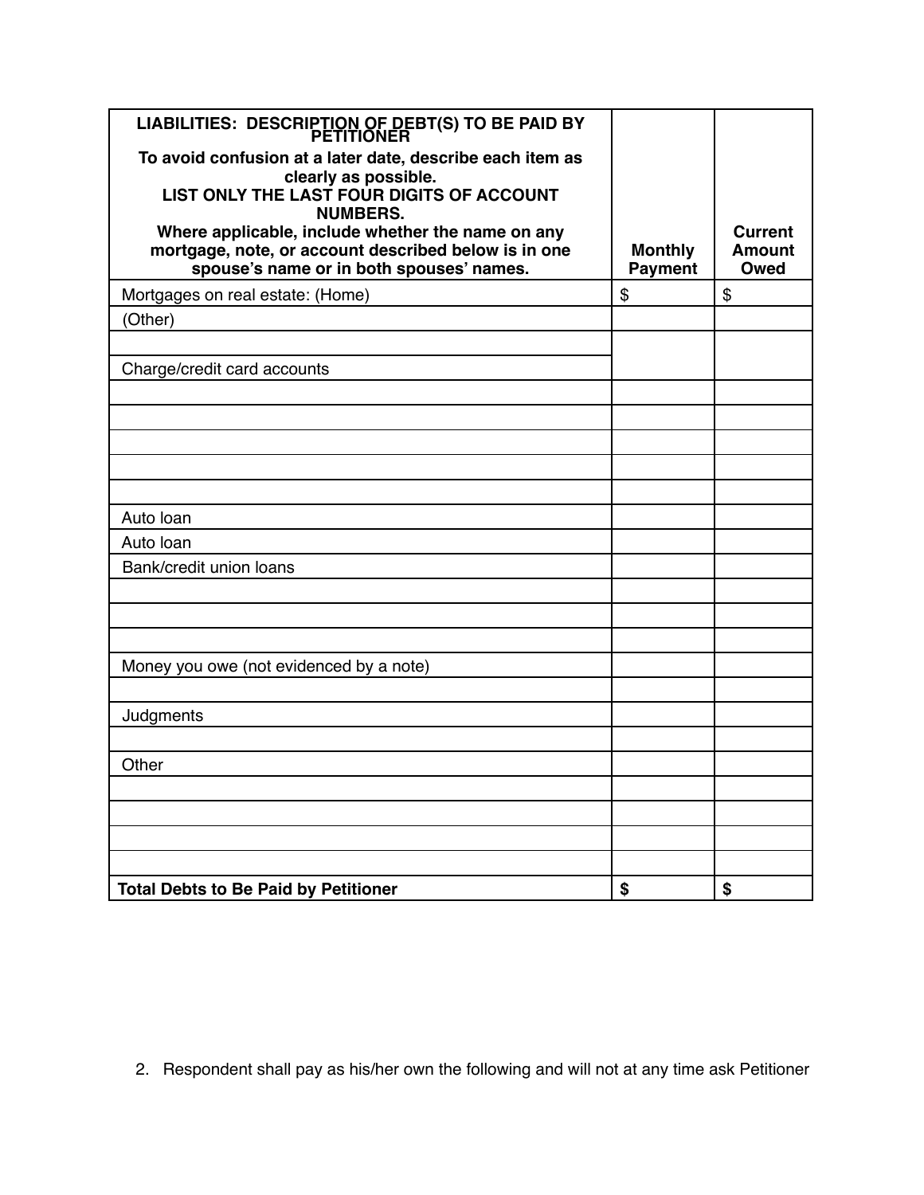| LIABILITIES: DESCRIPTION OF DEBT(S) TO BE PAID BY PETITIONER<br>To avoid confusion at a later date, describe each item as clearly as possible.<br>LIST ONLY THE LAST FOUR DIGITS OF ACCOUNT NUMBERS.<br>Where applicable, include whether the name on any mortgage, note, or account described below is in one spouse's name or in both spouses' names. | Monthly Payment | Current Amount Owed |
|---|---|---|
| Mortgages on real estate: (Home) | $ | $ |
| (Other) | | |
| | | |
| Charge/credit card accounts | | |
| | | |
| | | |
| | | |
| | | |
| | | |
| Auto loan | | |
| Auto loan | | |
| Bank/credit union loans | | |
| | | |
| | | |
| | | |
| Money you owe (not evidenced by a note) | | |
| | | |
| Judgments | | |
| | | |
| Other | | |
| | | |
| | | |
| | | |
| | | |
| **Total Debts to Be Paid by Petitioner** | **$** | **$** |

2. Respondent shall pay as his/her own the following and will not at any time ask Petitioner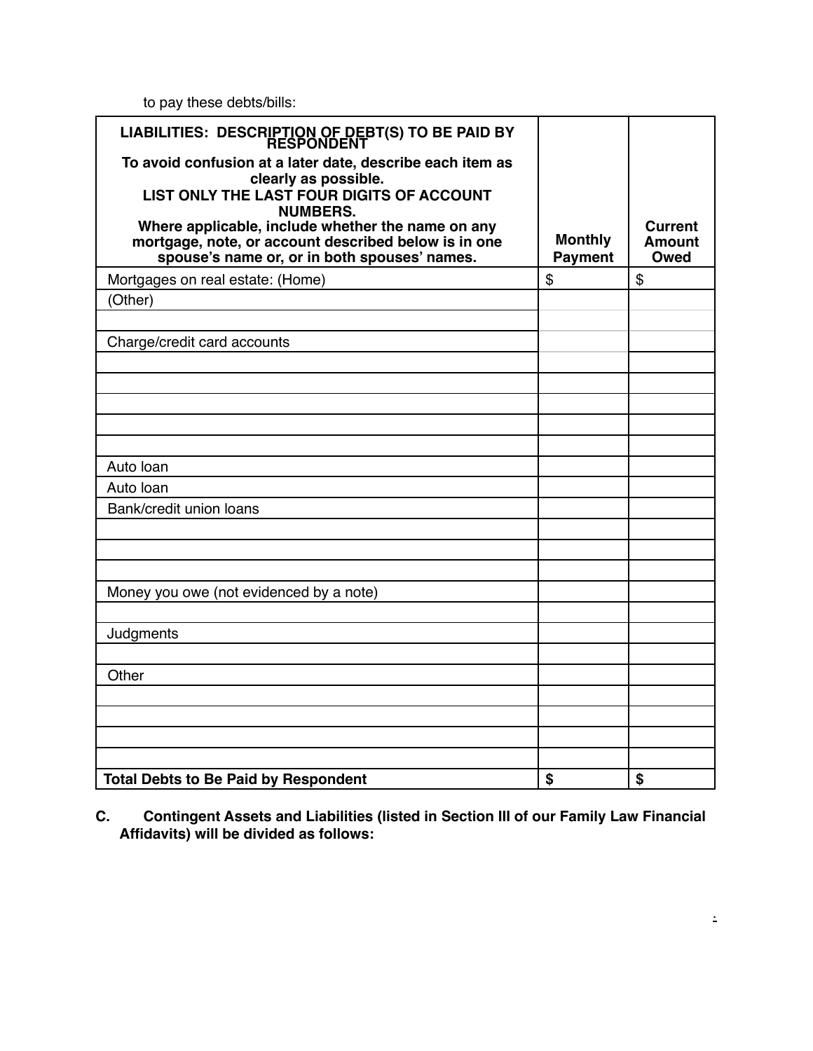to pay these debts/bills:

| **LIABILITIES: DESCRIPTION OF DEBT(S) TO BE PAID BY RESPONDENT**<br>**To avoid confusion at a later date, describe each item as clearly as possible.**<br>**LIST ONLY THE LAST FOUR DIGITS OF ACCOUNT NUMBERS.**<br>**Where applicable, include whether the name on any mortgage, note, or account described below is in one spouse's name or, or in both spouses' names.** | **Monthly Payment** | **Current Amount Owed** |
|---|---|---|
| Mortgages on real estate: (Home) | $ | $ |
| (Other) | | |
| | | |
| Charge/credit card accounts | | |
| | | |
| | | |
| | | |
| | | |
| | | |
| Auto loan | | |
| Auto loan | | |
| Bank/credit union loans | | |
| | | |
| | | |
| | | |
| Money you owe (not evidenced by a note) | | |
| | | |
| Judgments | | |
| | | |
| Other | | |
| | | |
| | | |
| | | |
| | | |
| **Total Debts to Be Paid by Respondent** | **$** | **$** |

**C. Contingent Assets and Liabilities (listed in Section III of our Family Law Financial Affidavits) will be divided as follows:**

.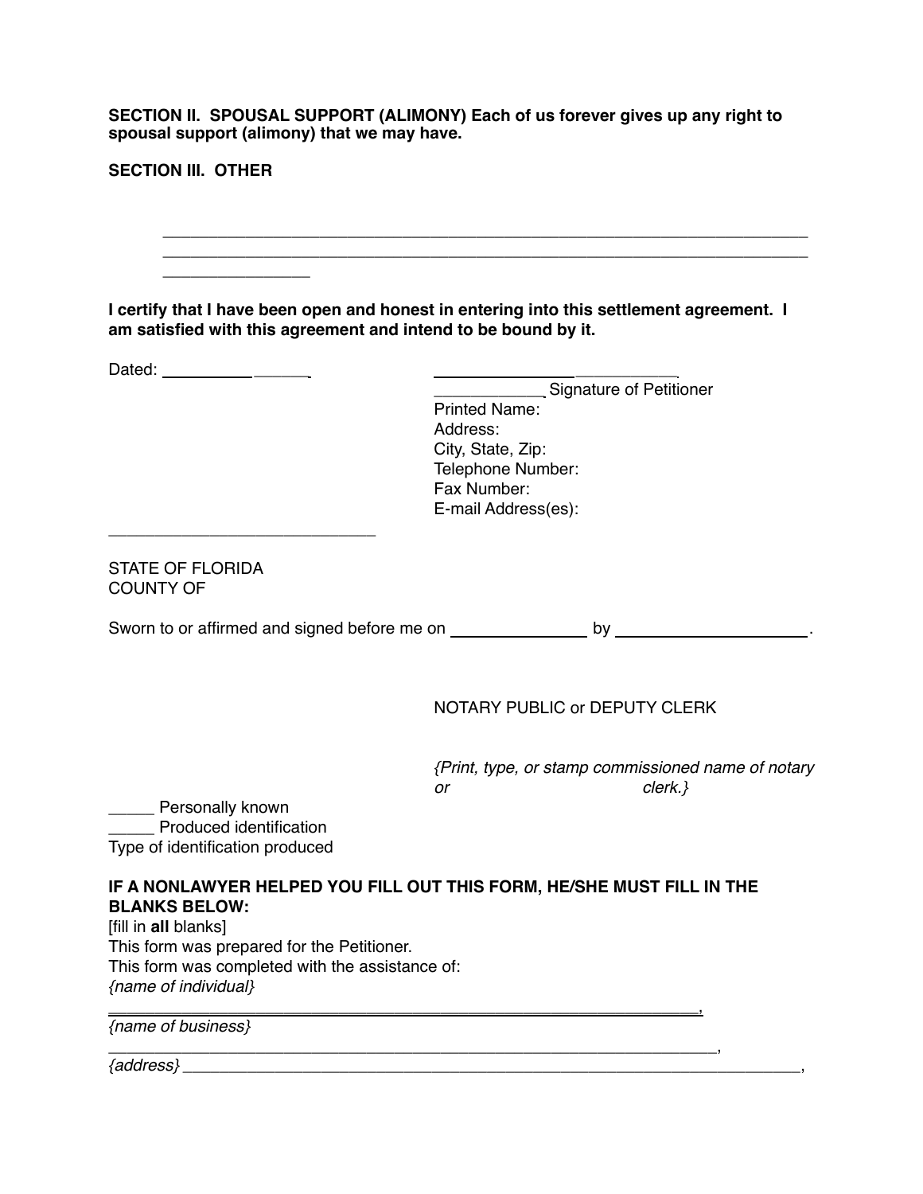**SECTION II. SPOUSAL SUPPORT (ALIMONY) Each of us forever gives up any right to spousal support (alimony) that we may have.**

**SECTION III. OTHER**

______________________________________________________________________
______________________________________________________________________
________________

**I certify that I have been open and honest in entering into this settlement agreement. I am satisfied with this agreement and intend to be bound by it.**

Dated: ________________

____________________________
____________ Signature of Petitioner
Printed Name:
Address:
City, State, Zip:
Telephone Number:
Fax Number:
E-mail Address(es):

______________________________

STATE OF FLORIDA
COUNTY OF

Sworn to or affirmed and signed before me on ______________ by ____________________.

NOTARY PUBLIC or DEPUTY CLERK

*{Print, type, or stamp commissioned name of notary or clerk.}*

_____ Personally known
_____ Produced identification
Type of identification produced

**IF A NONLAWYER HELPED YOU FILL OUT THIS FORM, HE/SHE MUST FILL IN THE BLANKS BELOW:**
[fill in **all** blanks]
This form was prepared for the Petitioner.
This form was completed with the assistance of:
*{name of individual}*
_______________________________________________________________,
*{name of business}*
_______________________________________________________________,
*{address}* ____________________________________________________________,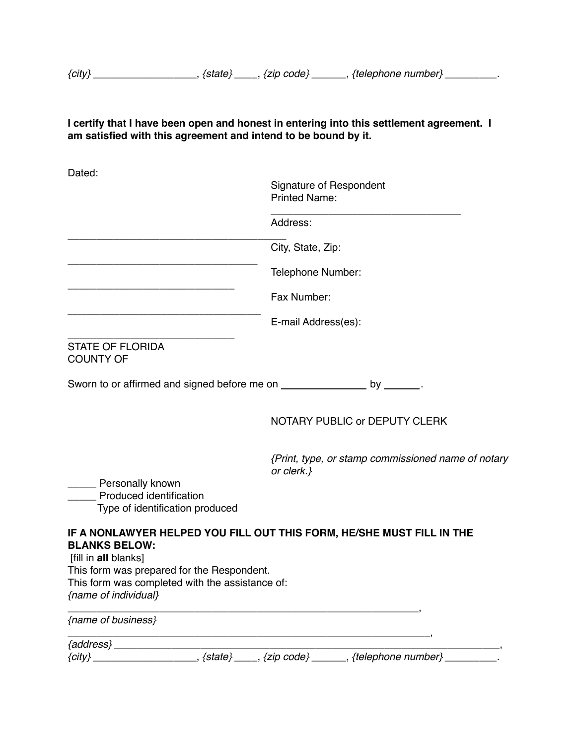*{city}* __________________, *{state}* ____, *{zip code}* ______, *{telephone number}* _________.

**I certify that I have been open and honest in entering into this settlement agreement. I am satisfied with this agreement and intend to be bound by it.**

Dated:

Signature of Respondent
Printed Name:
_________________________________
Address:
_______________________________________
City, State, Zip:
__________________________________
Telephone Number:
______________________________
Fax Number:
___________________________________
E-mail Address(es):
______________________________

STATE OF FLORIDA
COUNTY OF

Sworn to or affirmed and signed before me on _______________ by ______.

NOTARY PUBLIC or DEPUTY CLERK

*{Print, type, or stamp commissioned name of notary or clerk.}*

_____ Personally known
_____ Produced identification
Type of identification produced

**IF A NONLAWYER HELPED YOU FILL OUT THIS FORM, HE/SHE MUST FILL IN THE BLANKS BELOW:**
[fill in **all** blanks]
This form was prepared for the Respondent.
This form was completed with the assistance of:
*{name of individual}*
_____________________________________________________________,
*{name of business}*
_______________________________________________________________,
*{address}* ______________________________________________________________________,
*{city}* __________________, *{state}* ____, *{zip code}* ______, *{telephone number}* _________.